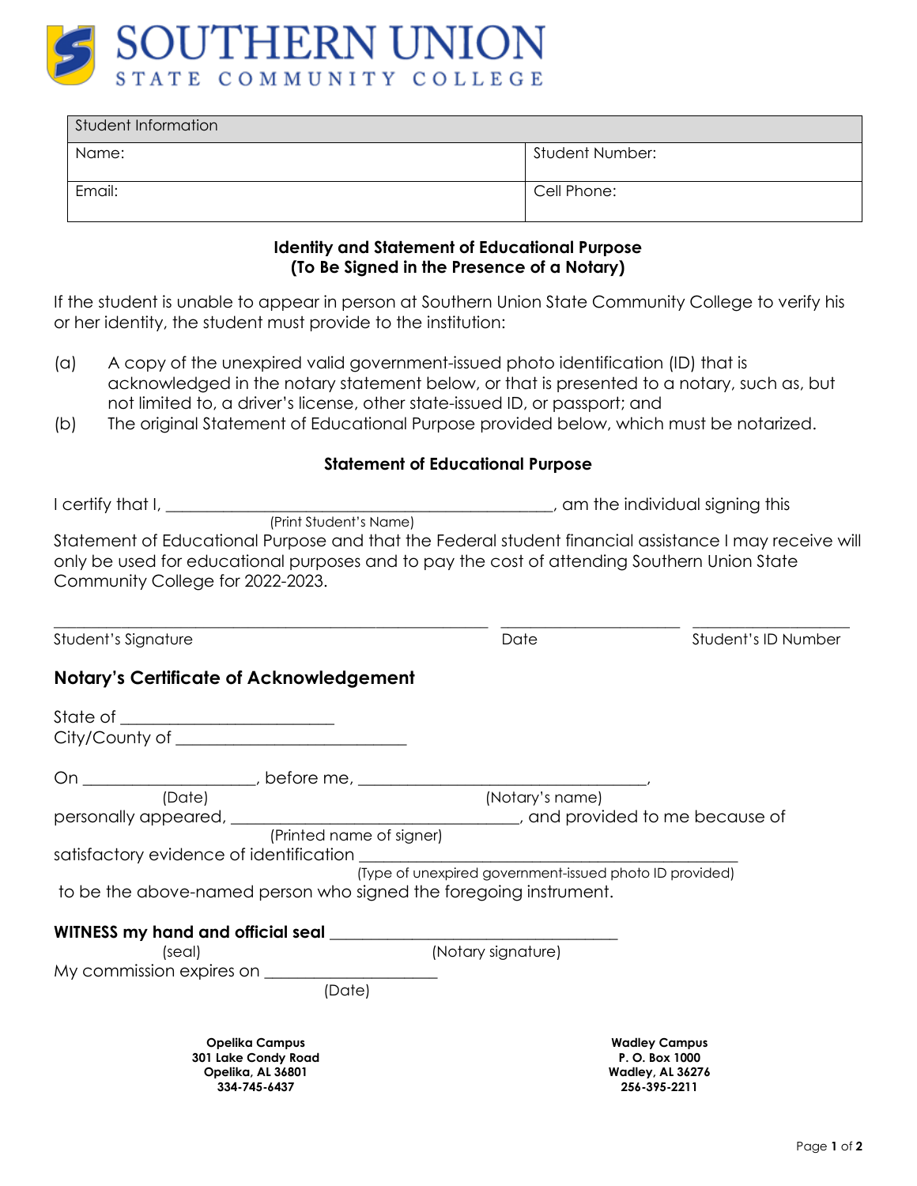# SOUTHERN UNION
STATE COMMUNITY COLLEGE

| Student Information | |
|---|---|
| Name: | Student Number: |
| Email: | Cell Phone: |

**Identity and Statement of Educational Purpose**
**(To Be Signed in the Presence of a Notary)**

If the student is unable to appear in person at Southern Union State Community College to verify his or her identity, the student must provide to the institution:

(a) A copy of the unexpired valid government-issued photo identification (ID) that is acknowledged in the notary statement below, or that is presented to a notary, such as, but not limited to, a driver's license, other state-issued ID, or passport; and

(b) The original Statement of Educational Purpose provided below, which must be notarized.

**Statement of Educational Purpose**

I certify that I, ______________________________________________, am the individual signing this
(Print Student's Name)
Statement of Educational Purpose and that the Federal student financial assistance I may receive will only be used for educational purposes and to pay the cost of attending Southern Union State Community College for 2022-2023.

______________________________________________ ____________________ __________________
Student's Signature Date Student's ID Number

## Notary's Certificate of Acknowledgement

State of ________________________
City/County of __________________________

On ____________________, before me, _________________________________,
(Date) (Notary's name)
personally appeared, _________________________________, and provided to me because of
(Printed name of signer)
satisfactory evidence of identification ____________________________________________
(Type of unexpired government-issued photo ID provided)
to be the above-named person who signed the foregoing instrument.

**WITNESS my hand and official seal** _________________________________
(seal) (Notary signature)
My commission expires on ____________________
(Date)

**Opelika Campus**
**301 Lake Condy Road**
**Opelika, AL 36801**
**334-745-6437**

**Wadley Campus**
**P. O. Box 1000**
**Wadley, AL 36276**
**256-395-2211**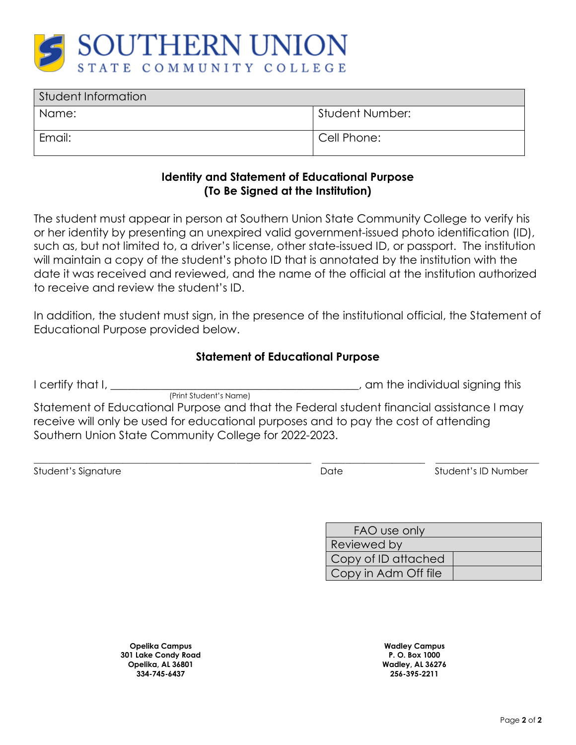SOUTHERN UNION
STATE COMMUNITY COLLEGE

| Student Information | |
|---|---|
| Name: | Student Number: |
| Email: | Cell Phone: |

## Identity and Statement of Educational Purpose
## (To Be Signed at the Institution)

The student must appear in person at Southern Union State Community College to verify his or her identity by presenting an unexpired valid government-issued photo identification (ID), such as, but not limited to, a driver's license, other state-issued ID, or passport. The institution will maintain a copy of the student's photo ID that is annotated by the institution with the date it was received and reviewed, and the name of the official at the institution authorized to receive and review the student's ID.

In addition, the student must sign, in the presence of the institutional official, the Statement of Educational Purpose provided below.

### Statement of Educational Purpose

I certify that I, _____________________________________________, am the individual signing this
(Print Student's Name)
Statement of Educational Purpose and that the Federal student financial assistance I may receive will only be used for educational purposes and to pay the cost of attending Southern Union State Community College for 2022-2023.

_______________________________________________ ____________________ ____________________
Student's Signature Date Student's ID Number

| FAO use only | |
|---|---|
| Reviewed by | |
| Copy of ID attached | |
| Copy in Adm Off file | |

**Opelika Campus**
**301 Lake Condy Road**
**Opelika, AL 36801**
**334-745-6437**

**Wadley Campus**
**P. O. Box 1000**
**Wadley, AL 36276**
**256-395-2211**